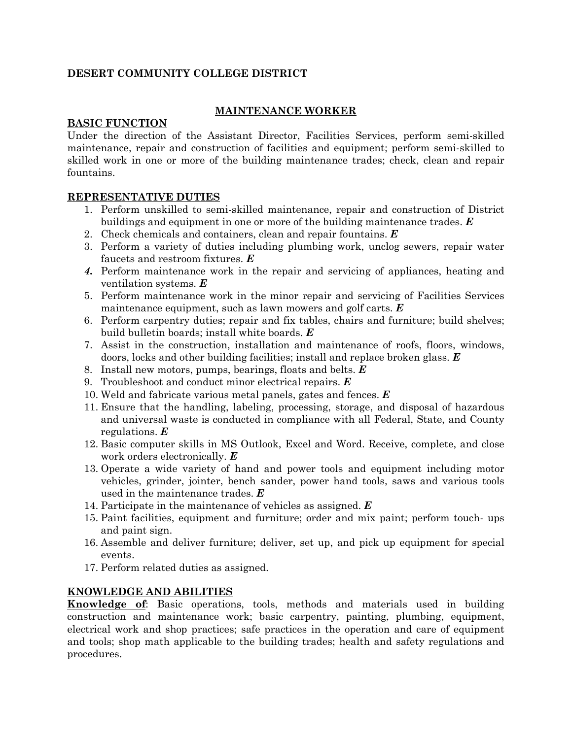**DESERT COMMUNITY COLLEGE DISTRICT**

## MAINTENANCE WORKER

### BASIC FUNCTION

Under the direction of the Assistant Director, Facilities Services, perform semi-skilled maintenance, repair and construction of facilities and equipment; perform semi-skilled to skilled work in one or more of the building maintenance trades; check, clean and repair fountains.

### REPRESENTATIVE DUTIES

1. Perform unskilled to semi-skilled maintenance, repair and construction of District buildings and equipment in one or more of the building maintenance trades. ***E***
2. Check chemicals and containers, clean and repair fountains. ***E***
3. Perform a variety of duties including plumbing work, unclog sewers, repair water faucets and restroom fixtures. ***E***
4. Perform maintenance work in the repair and servicing of appliances, heating and ventilation systems. ***E***
5. Perform maintenance work in the minor repair and servicing of Facilities Services maintenance equipment, such as lawn mowers and golf carts. ***E***
6. Perform carpentry duties; repair and fix tables, chairs and furniture; build shelves; build bulletin boards; install white boards. ***E***
7. Assist in the construction, installation and maintenance of roofs, floors, windows, doors, locks and other building facilities; install and replace broken glass. ***E***
8. Install new motors, pumps, bearings, floats and belts. ***E***
9. Troubleshoot and conduct minor electrical repairs. ***E***
10. Weld and fabricate various metal panels, gates and fences. ***E***
11. Ensure that the handling, labeling, processing, storage, and disposal of hazardous and universal waste is conducted in compliance with all Federal, State, and County regulations. ***E***
12. Basic computer skills in MS Outlook, Excel and Word. Receive, complete, and close work orders electronically. ***E***
13. Operate a wide variety of hand and power tools and equipment including motor vehicles, grinder, jointer, bench sander, power hand tools, saws and various tools used in the maintenance trades. ***E***
14. Participate in the maintenance of vehicles as assigned. ***E***
15. Paint facilities, equipment and furniture; order and mix paint; perform touch- ups and paint sign.
16. Assemble and deliver furniture; deliver, set up, and pick up equipment for special events.
17. Perform related duties as assigned.

### KNOWLEDGE AND ABILITIES

**Knowledge of**: Basic operations, tools, methods and materials used in building construction and maintenance work; basic carpentry, painting, plumbing, equipment, electrical work and shop practices; safe practices in the operation and care of equipment and tools; shop math applicable to the building trades; health and safety regulations and procedures.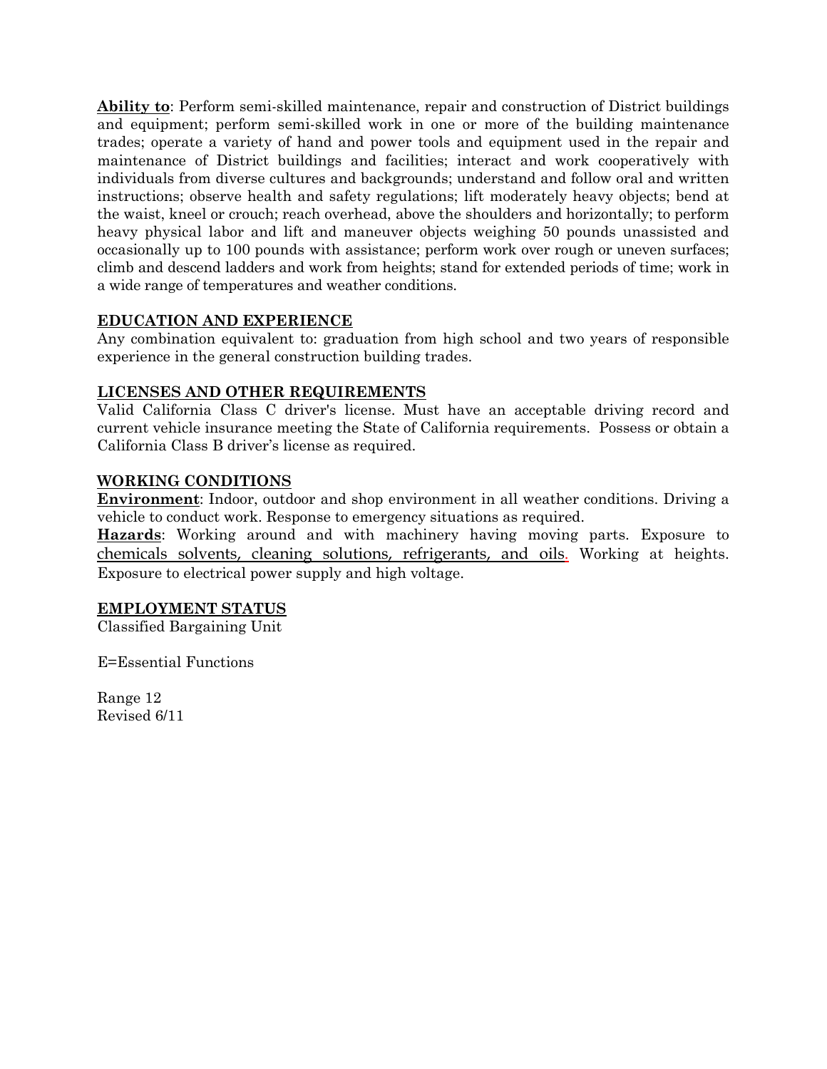**Ability to**: Perform semi-skilled maintenance, repair and construction of District buildings and equipment; perform semi-skilled work in one or more of the building maintenance trades; operate a variety of hand and power tools and equipment used in the repair and maintenance of District buildings and facilities; interact and work cooperatively with individuals from diverse cultures and backgrounds; understand and follow oral and written instructions; observe health and safety regulations; lift moderately heavy objects; bend at the waist, kneel or crouch; reach overhead, above the shoulders and horizontally; to perform heavy physical labor and lift and maneuver objects weighing 50 pounds unassisted and occasionally up to 100 pounds with assistance; perform work over rough or uneven surfaces; climb and descend ladders and work from heights; stand for extended periods of time; work in a wide range of temperatures and weather conditions.

## EDUCATION AND EXPERIENCE

Any combination equivalent to: graduation from high school and two years of responsible experience in the general construction building trades.

## LICENSES AND OTHER REQUIREMENTS

Valid California Class C driver's license. Must have an acceptable driving record and current vehicle insurance meeting the State of California requirements. Possess or obtain a California Class B driver's license as required.

## WORKING CONDITIONS

**Environment**: Indoor, outdoor and shop environment in all weather conditions. Driving a vehicle to conduct work. Response to emergency situations as required.

**Hazards**: Working around and with machinery having moving parts. Exposure to chemicals solvents, cleaning solutions, refrigerants, and oils. Working at heights. Exposure to electrical power supply and high voltage.

## EMPLOYMENT STATUS

Classified Bargaining Unit

E=Essential Functions

Range 12
Revised 6/11